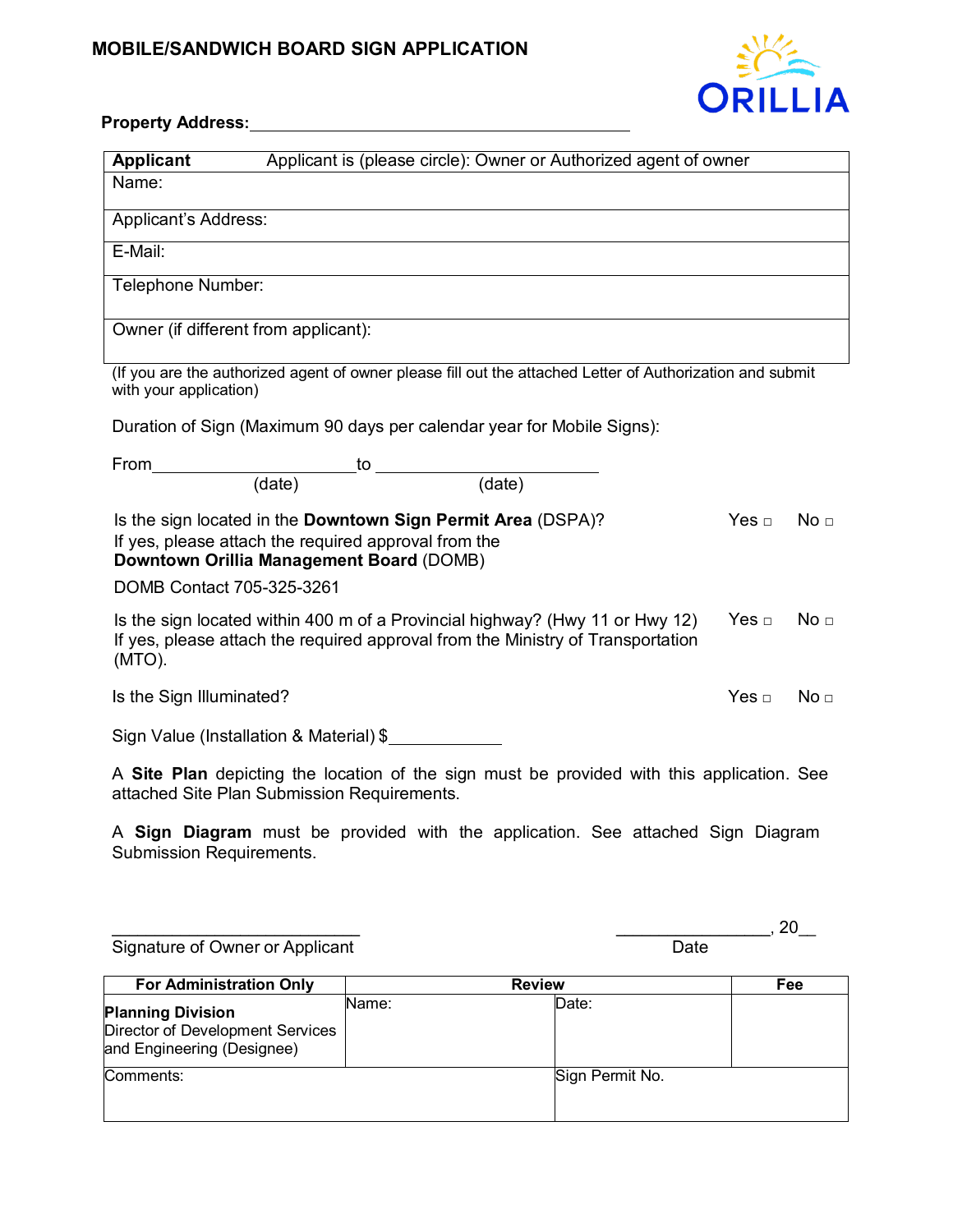# MOBILE/SANDWICH BOARD SIGN APPLICATION

ORILLIA

**Property Address:**\_\_\_\_\_\_\_\_\_\_\_\_\_\_\_\_\_\_\_\_\_\_\_\_\_\_\_\_\_\_\_\_\_\_\_\_\_\_\_\_

| **Applicant** Applicant is (please circle): Owner or Authorized agent of owner |
|---|
| Name: |
| Applicant's Address: |
| E-Mail: |
| Telephone Number: |
| Owner (if different from applicant): |

(If you are the authorized agent of owner please fill out the attached Letter of Authorization and submit with your application)

Duration of Sign (Maximum 90 days per calendar year for Mobile Signs):

From\_\_\_\_\_\_\_\_\_\_\_\_\_\_\_\_\_\_\_\_\_\_ to \_\_\_\_\_\_\_\_\_\_\_\_\_\_\_\_\_\_\_\_\_\_
(date) (date)

Is the sign located in the **Downtown Sign Permit Area** (DSPA)? Yes □ No □
If yes, please attach the required approval from the
**Downtown Orillia Management Board** (DOMB)

DOMB Contact 705-325-3261

Is the sign located within 400 m of a Provincial highway? (Hwy 11 or Hwy 12) Yes □ No □
If yes, please attach the required approval from the Ministry of Transportation (MTO).

Is the Sign Illuminated? Yes □ No □

Sign Value (Installation & Material) $\_\_\_\_\_\_\_\_\_\_\_\_

A **Site Plan** depicting the location of the sign must be provided with this application. See attached Site Plan Submission Requirements.

A **Sign Diagram** must be provided with the application. See attached Sign Diagram Submission Requirements.

\_\_\_\_\_\_\_\_\_\_\_\_\_\_\_\_\_\_\_\_\_\_\_\_\_\_ \_\_\_\_\_\_\_\_\_\_\_\_\_\_\_\_, 20\_\_
Signature of Owner or Applicant Date

| For Administration Only | Review | | Fee |
|---|---|---|---|
| **Planning Division**<br>Director of Development Services and Engineering (Designee) | Name: | Date: | |
| Comments: | | Sign Permit No. | |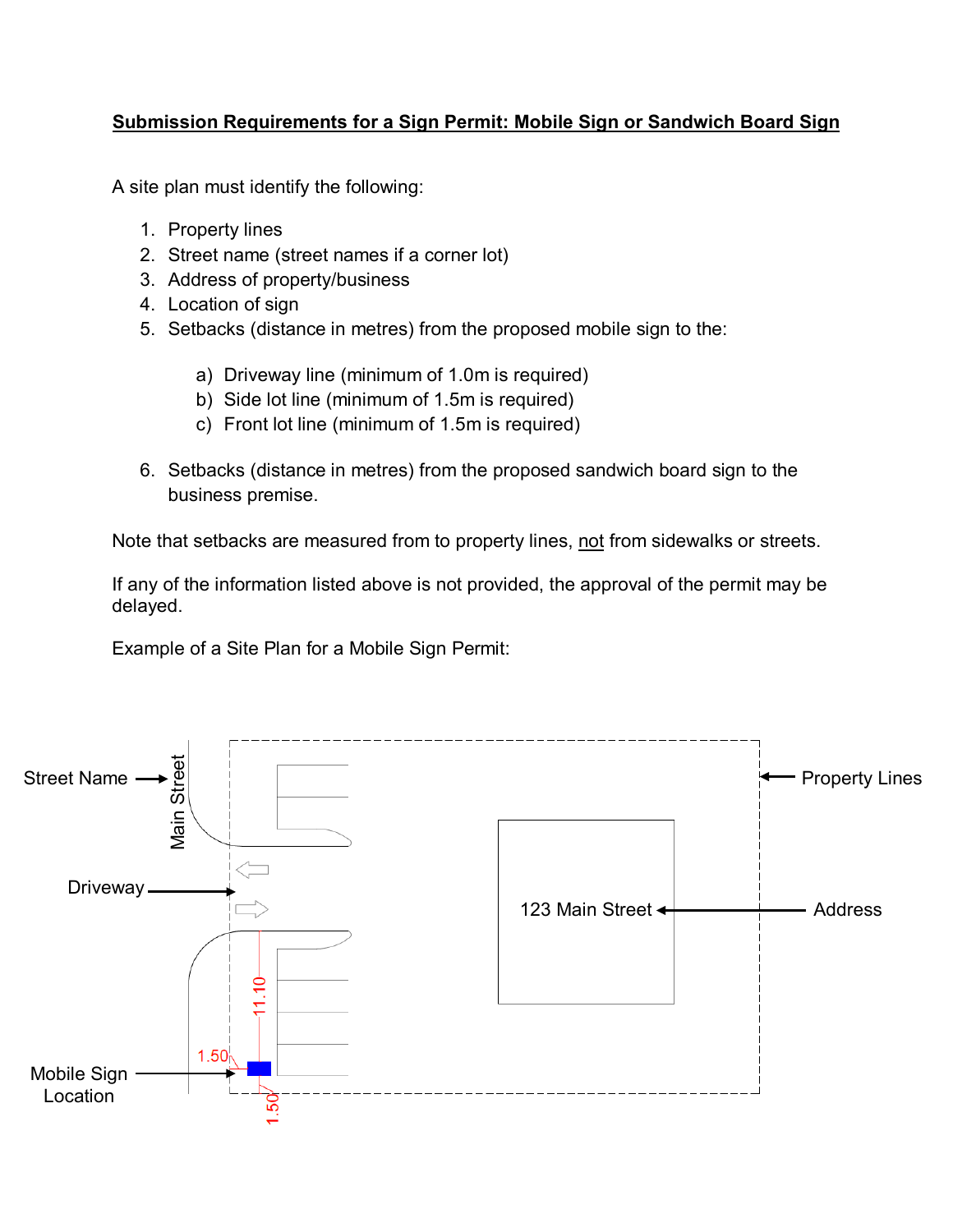**Submission Requirements for a Sign Permit: Mobile Sign or Sandwich Board Sign**

A site plan must identify the following:

1. Property lines
2. Street name (street names if a corner lot)
3. Address of property/business
4. Location of sign
5. Setbacks (distance in metres) from the proposed mobile sign to the:

    a) Driveway line (minimum of 1.0m is required)
    b) Side lot line (minimum of 1.5m is required)
    c) Front lot line (minimum of 1.5m is required)

6. Setbacks (distance in metres) from the proposed sandwich board sign to the business premise.

Note that setbacks are measured from to property lines, not from sidewalks or streets.

If any of the information listed above is not provided, the approval of the permit may be delayed.

Example of a Site Plan for a Mobile Sign Permit:

Street Name → Main Street

Driveway

Mobile Sign Location

1.50

11.10

1.50

Property Lines

123 Main Street ← Address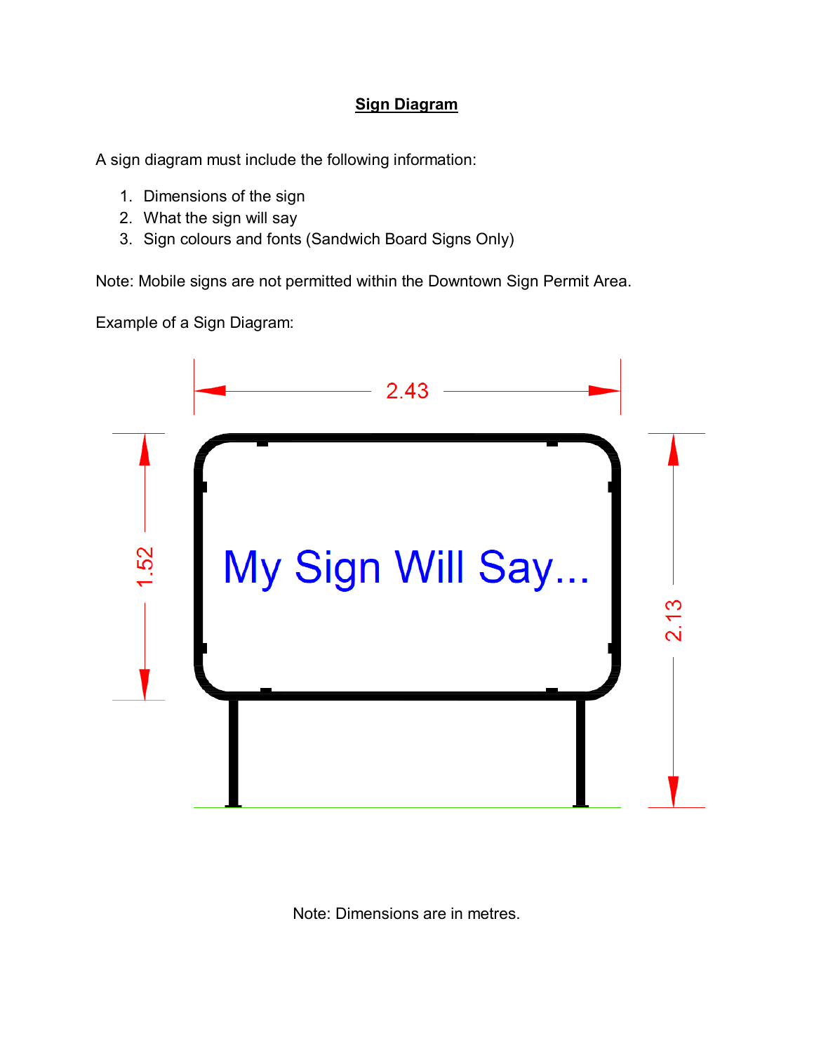# Sign Diagram

A sign diagram must include the following information:

1. Dimensions of the sign
2. What the sign will say
3. Sign colours and fonts (Sandwich Board Signs Only)

Note: Mobile signs are not permitted within the Downtown Sign Permit Area.

Example of a Sign Diagram:

2.43

1.52

My Sign Will Say...

2.13

Note: Dimensions are in metres.